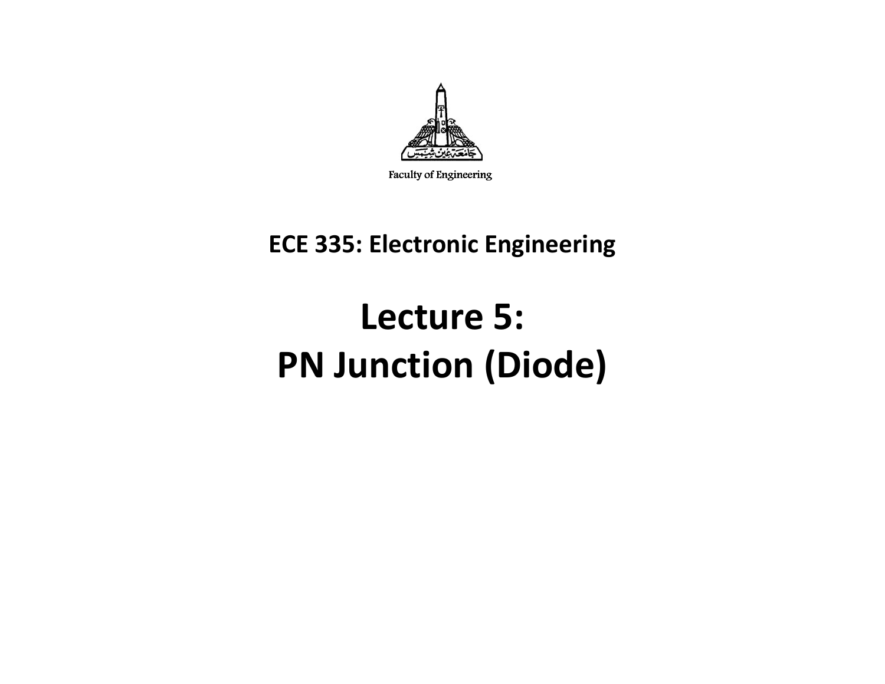Faculty of Engineering

**ECE 335: Electronic Engineering**

# Lecture 5:
# PN Junction (Diode)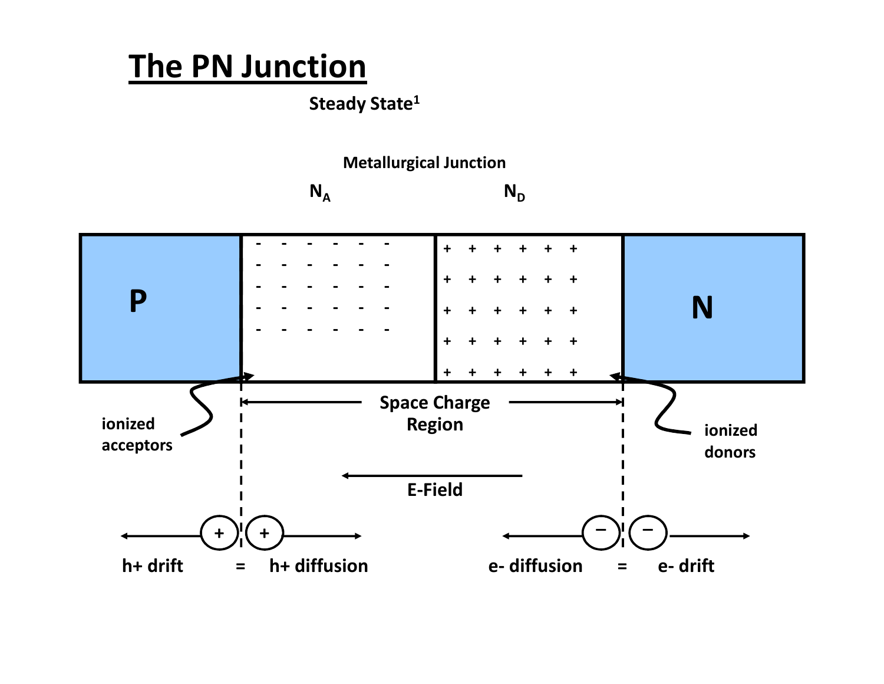# The PN Junction

**Steady State[1]**

**Metallurgical Junction**

$N_A$ $N_D$

**P** **N**

ionized acceptors

Space Charge Region

ionized donors

E-Field

h+ drift = h+ diffusion

e- diffusion = e- drift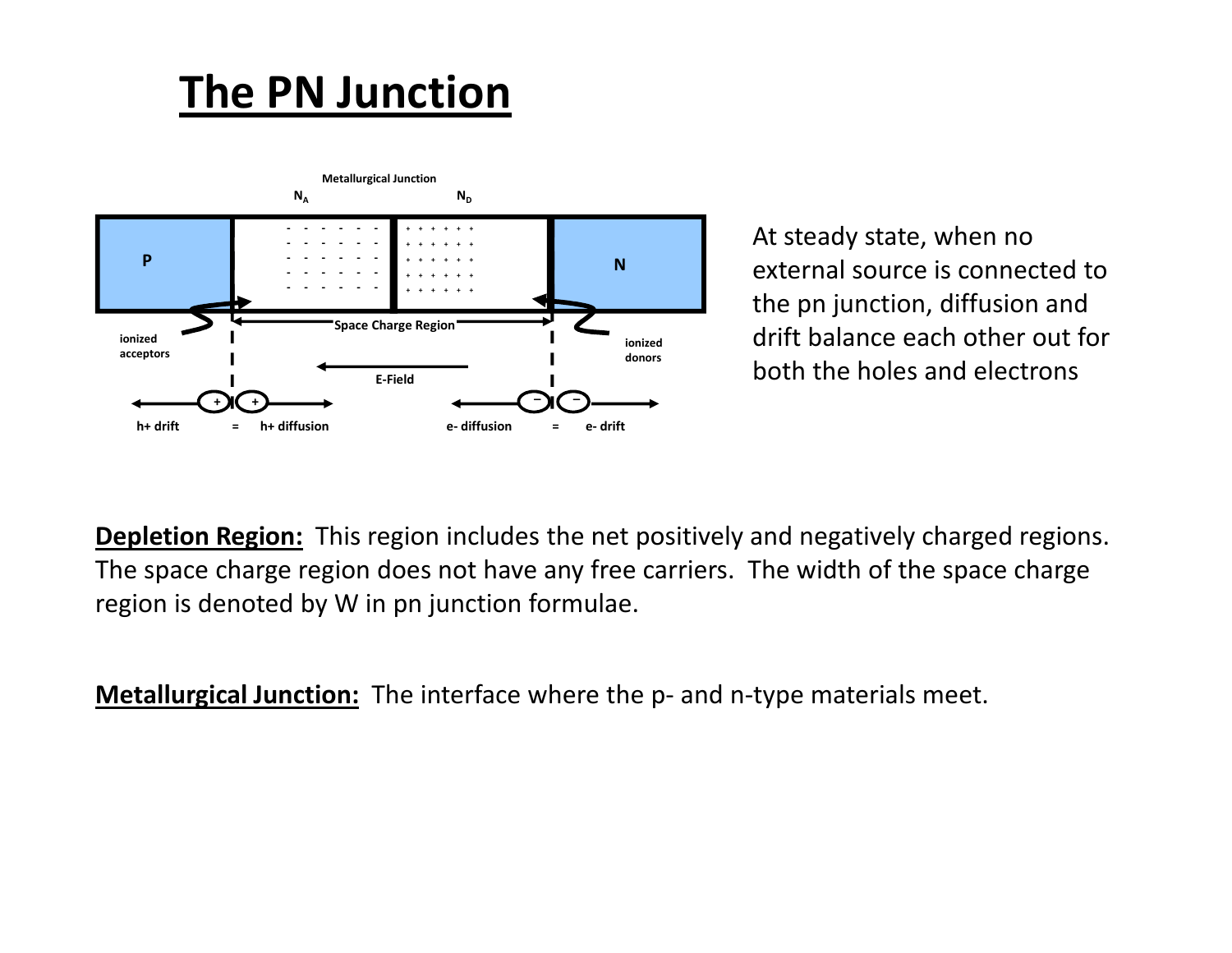# The PN Junction

Metallurgical Junction

$N_A$ $N_D$

P N

ionized acceptors

Space Charge Region

ionized donors

E-Field

h+ drift = h+ diffusion

e- diffusion = e- drift

At steady state, when no external source is connected to the pn junction, diffusion and drift balance each other out for both the holes and electrons

**Depletion Region:** This region includes the net positively and negatively charged regions. The space charge region does not have any free carriers. The width of the space charge region is denoted by W in pn junction formulae.

**Metallurgical Junction:** The interface where the p- and n-type materials meet.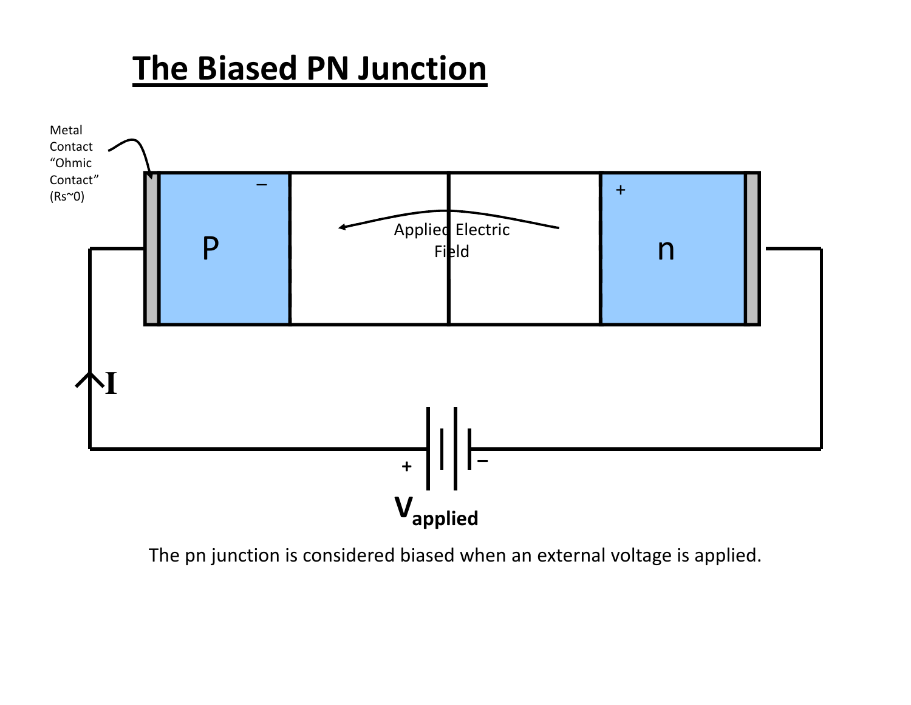# The Biased PN Junction

Metal Contact "Ohmic Contact" ($R_s$~0)

P

Applied Electric Field

n

I

+

−

$V_{applied}$

The pn junction is considered biased when an external voltage is applied.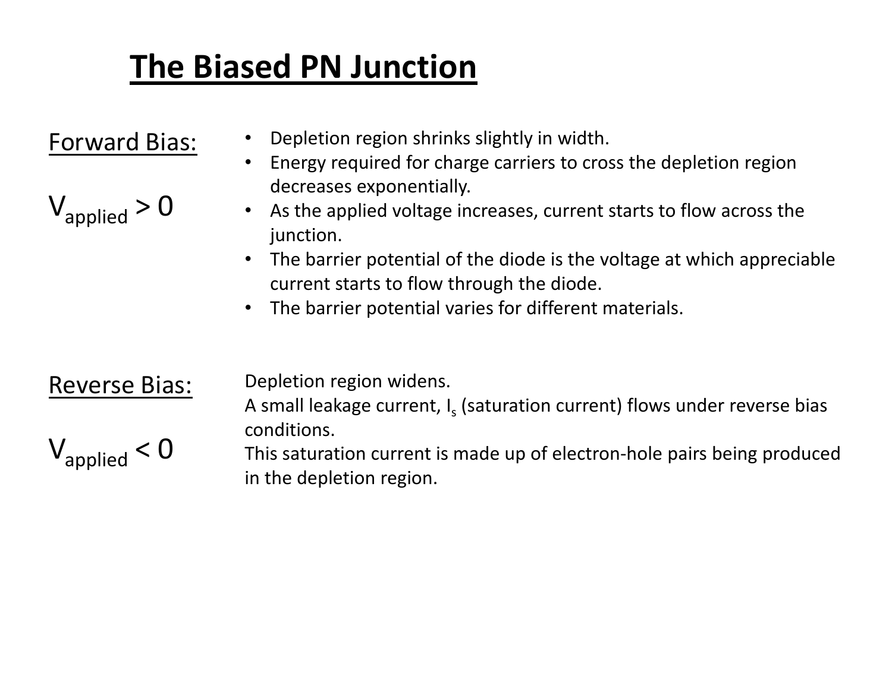# The Biased PN Junction

## Forward Bias:

$V_{applied} > 0$

- Depletion region shrinks slightly in width.
- Energy required for charge carriers to cross the depletion region decreases exponentially.
- As the applied voltage increases, current starts to flow across the junction.
- The barrier potential of the diode is the voltage at which appreciable current starts to flow through the diode.
- The barrier potential varies for different materials.

## Reverse Bias:

$V_{applied} < 0$

Depletion region widens.
A small leakage current, $I_s$ (saturation current) flows under reverse bias conditions.
This saturation current is made up of electron-hole pairs being produced in the depletion region.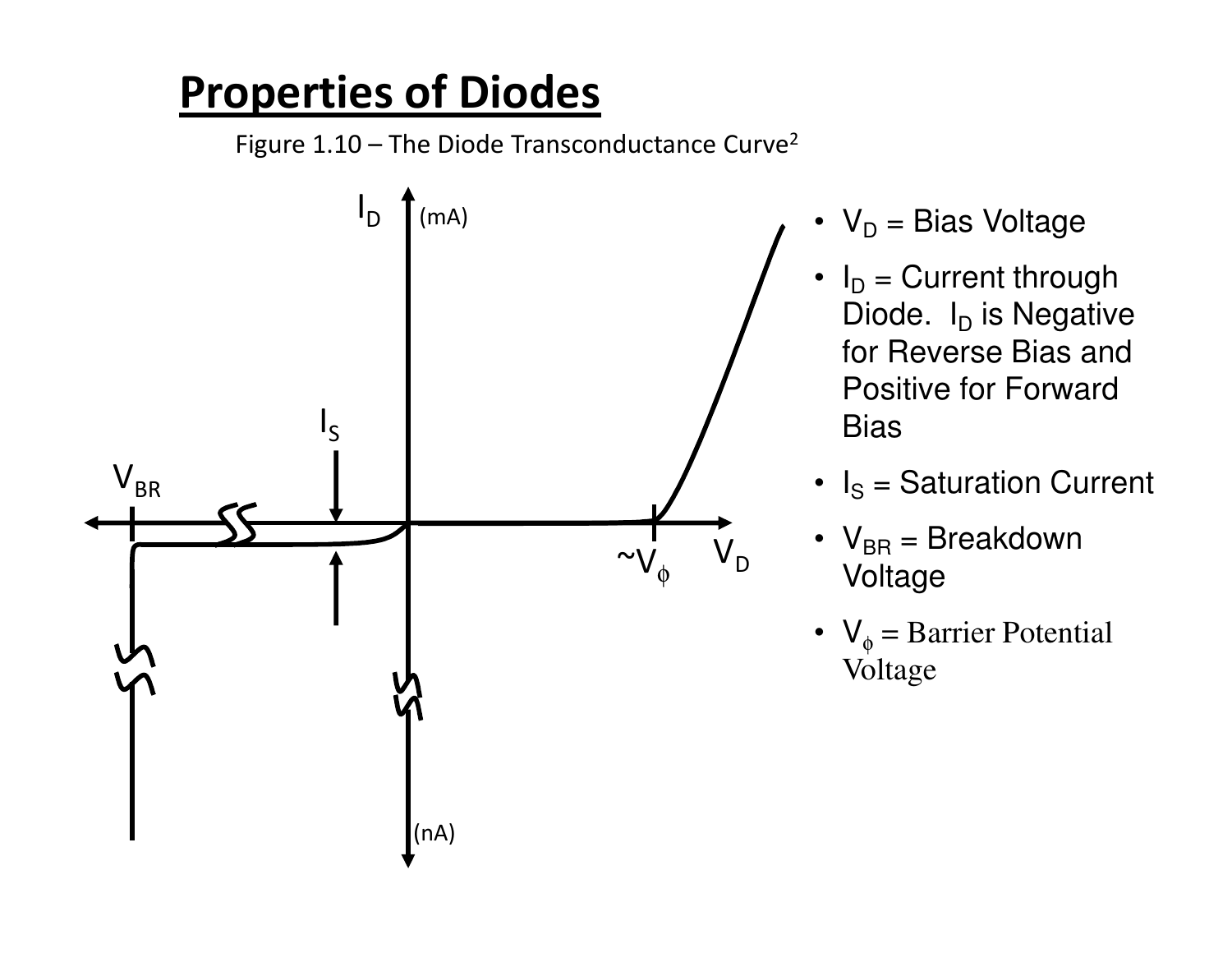# Properties of Diodes

Figure 1.10 – The Diode Transconductance Curve[2]

- $V_D$ = Bias Voltage
- $I_D$ = Current through Diode. $I_D$ is Negative for Reverse Bias and Positive for Forward Bias
- $I_S$ = Saturation Current
- $V_{BR}$ = Breakdown Voltage
- $V_\phi$ = Barrier Potential Voltage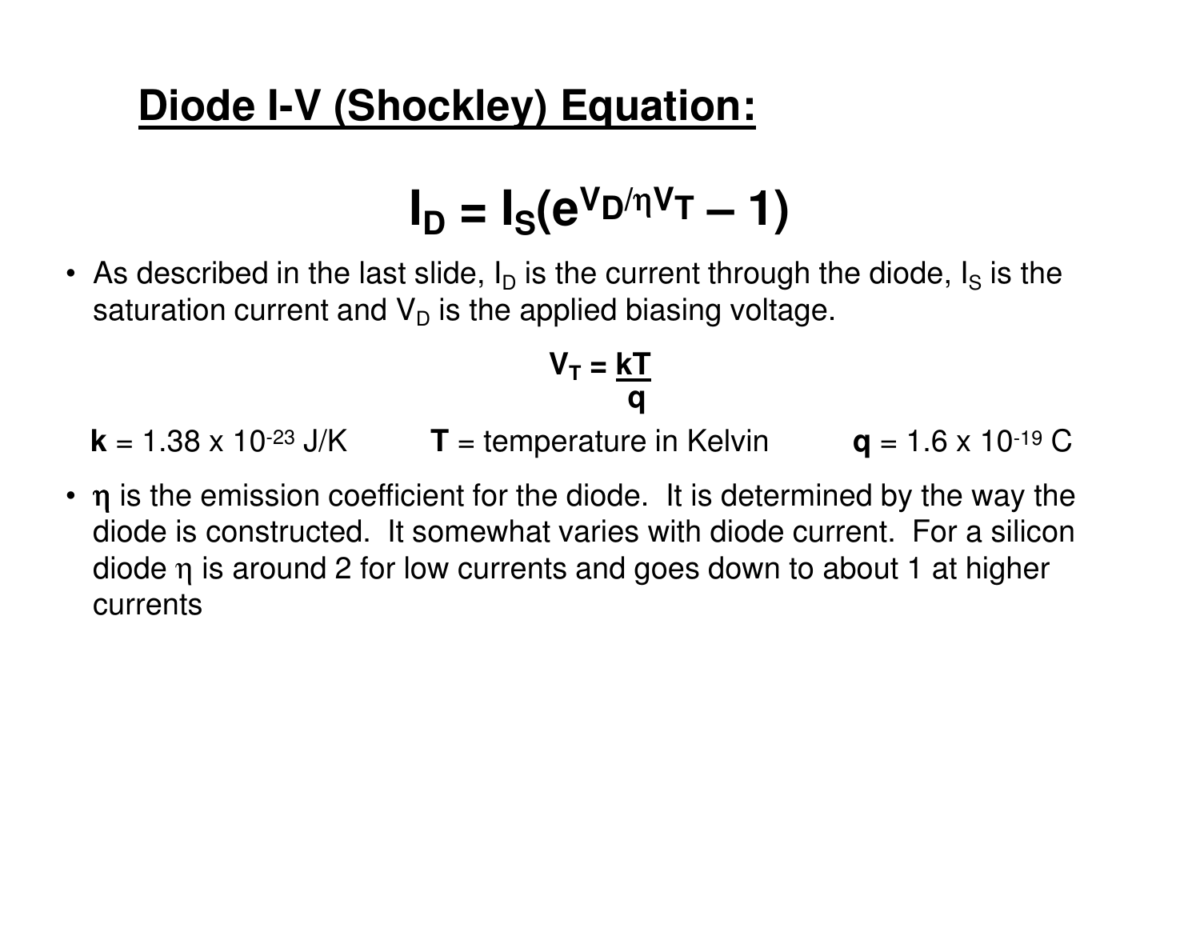## Diode I-V (Shockley) Equation:

$$I_D = I_S(e^{V_D/\eta V_T} - 1)$$

- As described in the last slide, $I_D$ is the current through the diode, $I_S$ is the saturation current and $V_D$ is the applied biasing voltage.

$$V_T = \frac{kT}{q}$$

**k** = 1.38 x $10^{-23}$ J/K **T** = temperature in Kelvin **q** = 1.6 x $10^{-19}$ C

- $\eta$ is the emission coefficient for the diode. It is determined by the way the diode is constructed. It somewhat varies with diode current. For a silicon diode $\eta$ is around 2 for low currents and goes down to about 1 at higher currents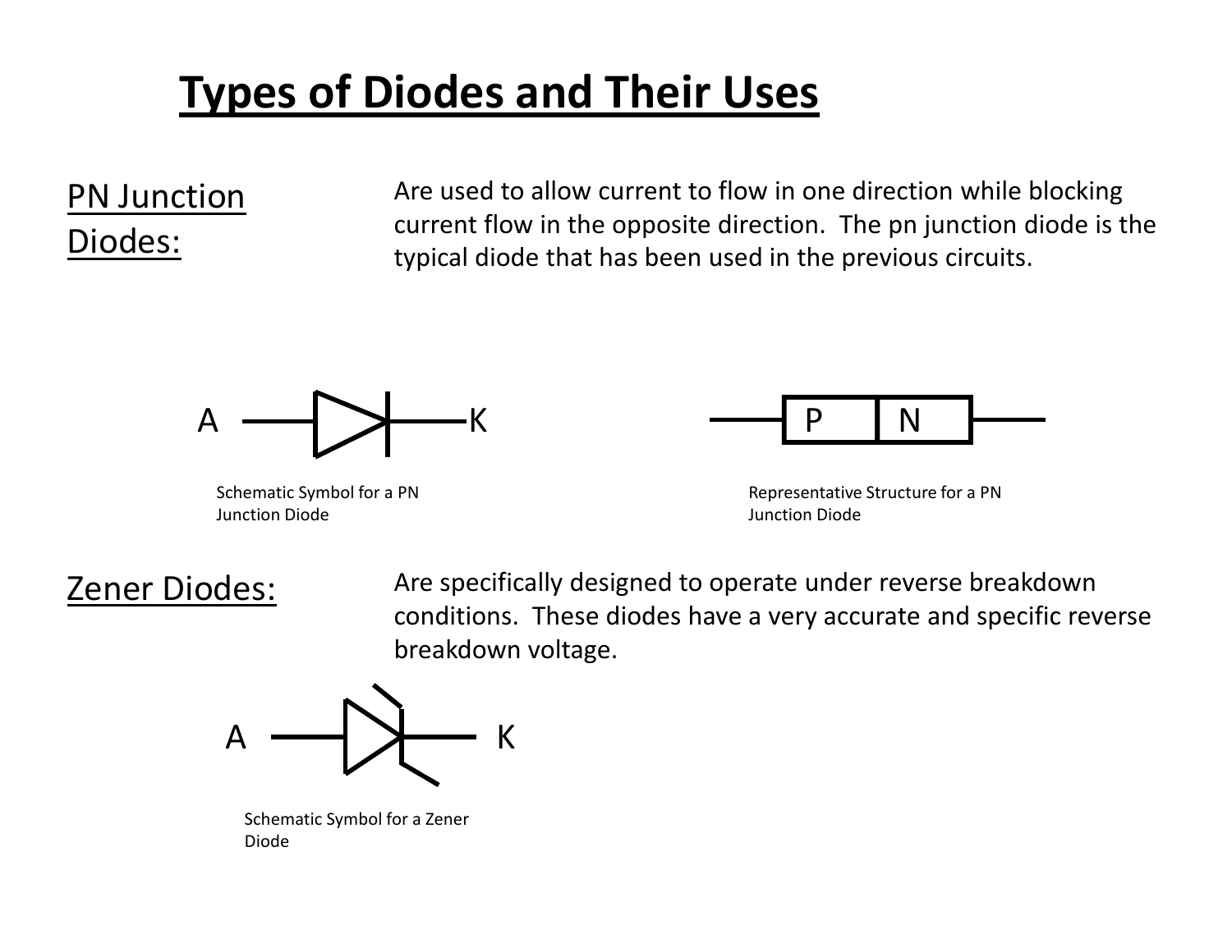# Types of Diodes and Their Uses

**PN Junction Diodes:**

Are used to allow current to flow in one direction while blocking current flow in the opposite direction. The pn junction diode is the typical diode that has been used in the previous circuits.

A K

Schematic Symbol for a PN Junction Diode

P N

Representative Structure for a PN Junction Diode

**Zener Diodes:**

Are specifically designed to operate under reverse breakdown conditions. These diodes have a very accurate and specific reverse breakdown voltage.

A K

Schematic Symbol for a Zener Diode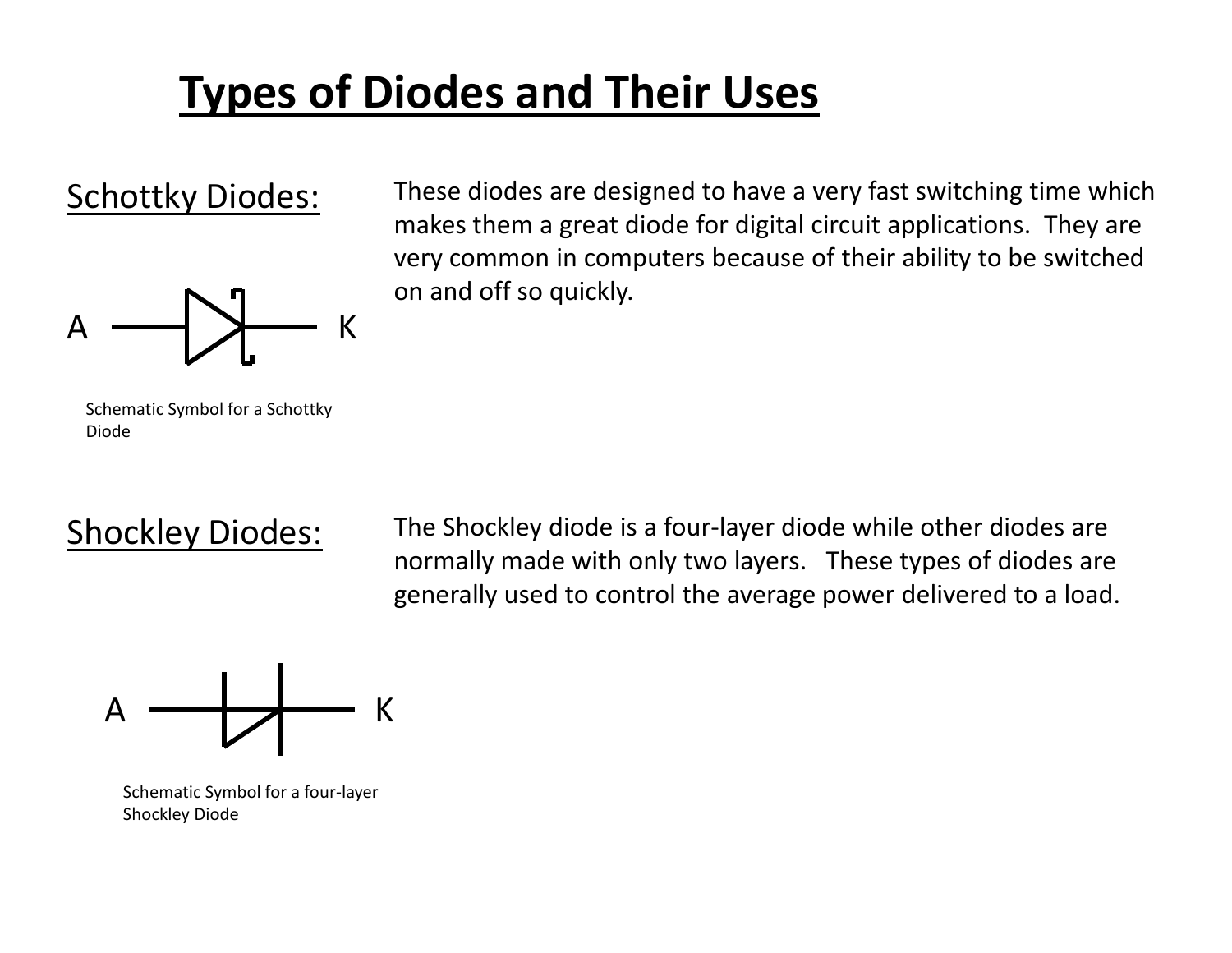# Types of Diodes and Their Uses

## Schottky Diodes:

These diodes are designed to have a very fast switching time which makes them a great diode for digital circuit applications. They are very common in computers because of their ability to be switched on and off so quickly.

A K

Schematic Symbol for a Schottky Diode

## Shockley Diodes:

The Shockley diode is a four-layer diode while other diodes are normally made with only two layers. These types of diodes are generally used to control the average power delivered to a load.

A K

Schematic Symbol for a four-layer Shockley Diode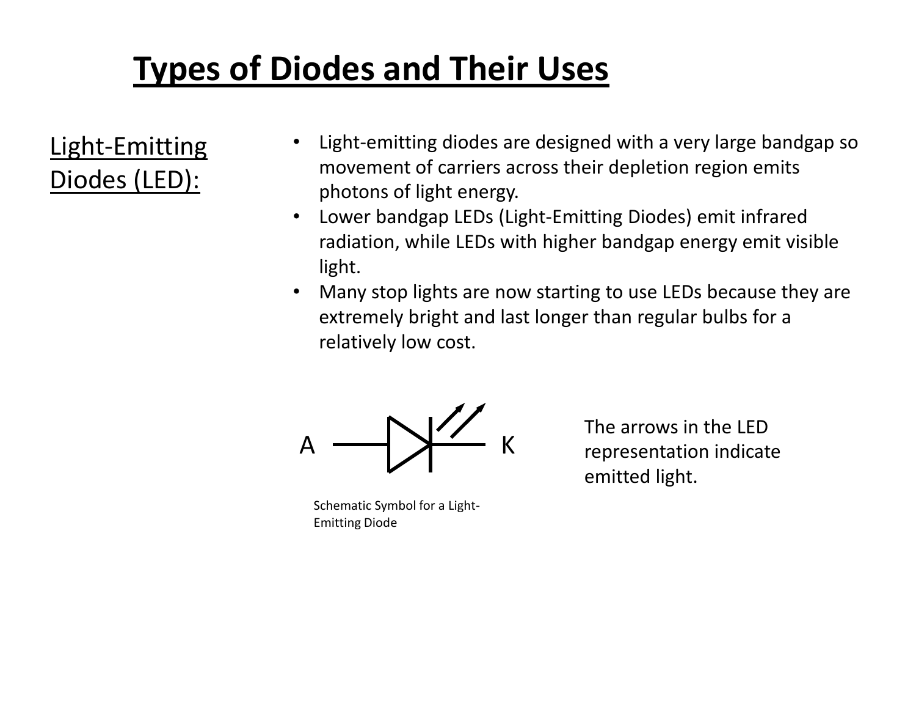# Types of Diodes and Their Uses

## Light-Emitting Diodes (LED):

- Light-emitting diodes are designed with a very large bandgap so movement of carriers across their depletion region emits photons of light energy.
- Lower bandgap LEDs (Light-Emitting Diodes) emit infrared radiation, while LEDs with higher bandgap energy emit visible light.
- Many stop lights are now starting to use LEDs because they are extremely bright and last longer than regular bulbs for a relatively low cost.

A K

Schematic Symbol for a Light-Emitting Diode

The arrows in the LED representation indicate emitted light.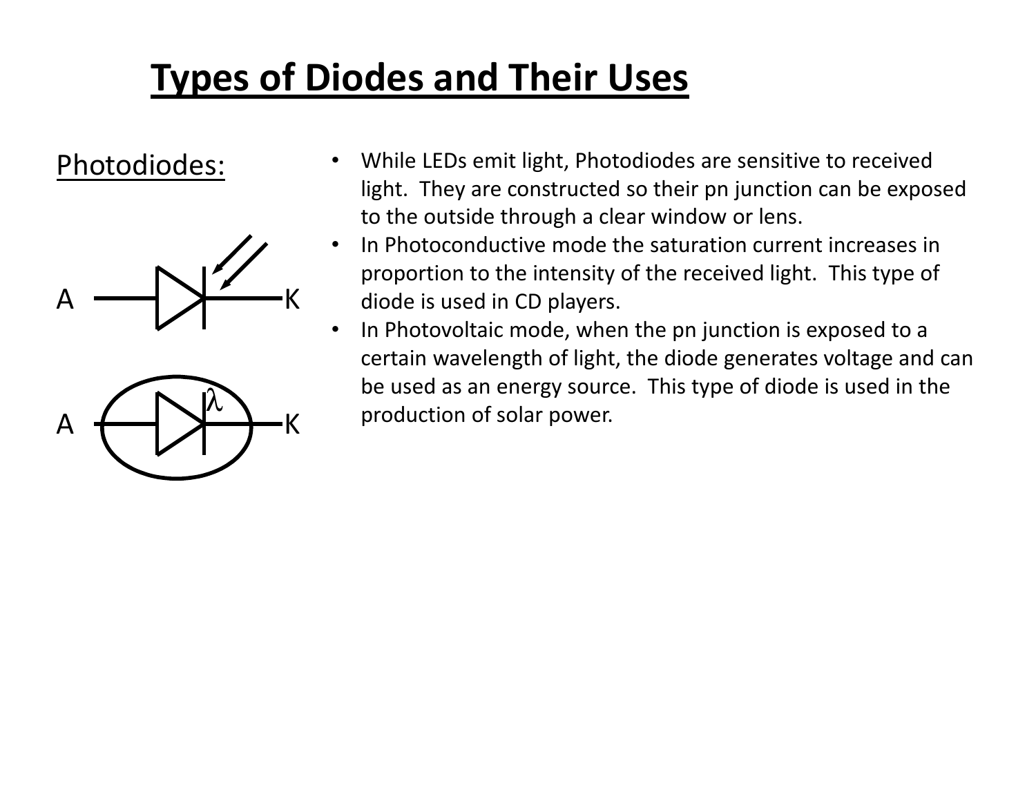# Types of Diodes and Their Uses

Photodiodes:

A K

A λ K

- While LEDs emit light, Photodiodes are sensitive to received light. They are constructed so their pn junction can be exposed to the outside through a clear window or lens.
- In Photoconductive mode the saturation current increases in proportion to the intensity of the received light. This type of diode is used in CD players.
- In Photovoltaic mode, when the pn junction is exposed to a certain wavelength of light, the diode generates voltage and can be used as an energy source. This type of diode is used in the production of solar power.